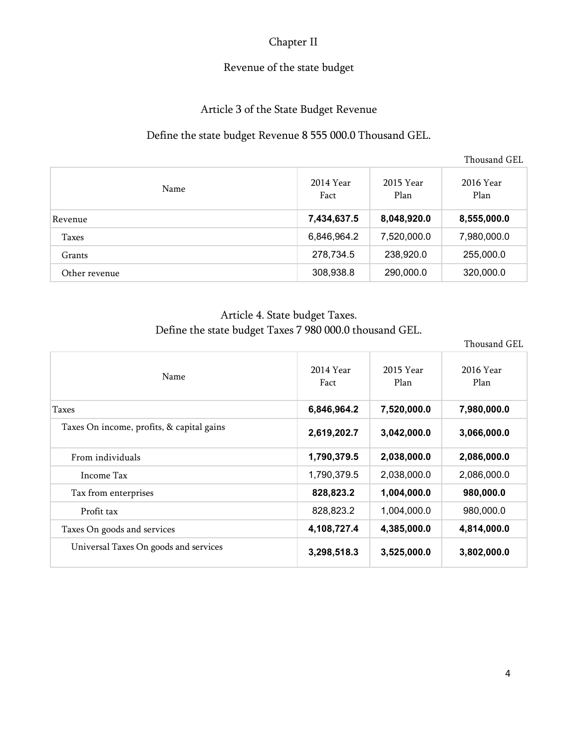# Chapter II

## Revenue of the state budget

### Article 3 of the State Budget Revenue

Define the state budget Revenue 8 555 000.0 Thousand GEL.

Thousand GEL

| Name | 2014 Year Fact | 2015 Year Plan | 2016 Year Plan |
|---|---|---|---|
| Revenue | **7,434,637.5** | **8,048,920.0** | **8,555,000.0** |
| Taxes | 6,846,964.2 | 7,520,000.0 | 7,980,000.0 |
| Grants | 278,734.5 | 238,920.0 | 255,000.0 |
| Other revenue | 308,938.8 | 290,000.0 | 320,000.0 |

### Article 4. State budget Taxes.

Define the state budget Taxes 7 980 000.0 thousand GEL.

Thousand GEL

| Name | 2014 Year Fact | 2015 Year Plan | 2016 Year Plan |
|---|---|---|---|
| Taxes | **6,846,964.2** | **7,520,000.0** | **7,980,000.0** |
| Taxes On income, profits, & capital gains | **2,619,202.7** | **3,042,000.0** | **3,066,000.0** |
| From individuals | **1,790,379.5** | **2,038,000.0** | **2,086,000.0** |
| Income Tax | 1,790,379.5 | 2,038,000.0 | 2,086,000.0 |
| Tax from enterprises | **828,823.2** | **1,004,000.0** | **980,000.0** |
| Profit tax | 828,823.2 | 1,004,000.0 | 980,000.0 |
| Taxes On goods and services | **4,108,727.4** | **4,385,000.0** | **4,814,000.0** |
| Universal Taxes On goods and services | **3,298,518.3** | **3,525,000.0** | **3,802,000.0** |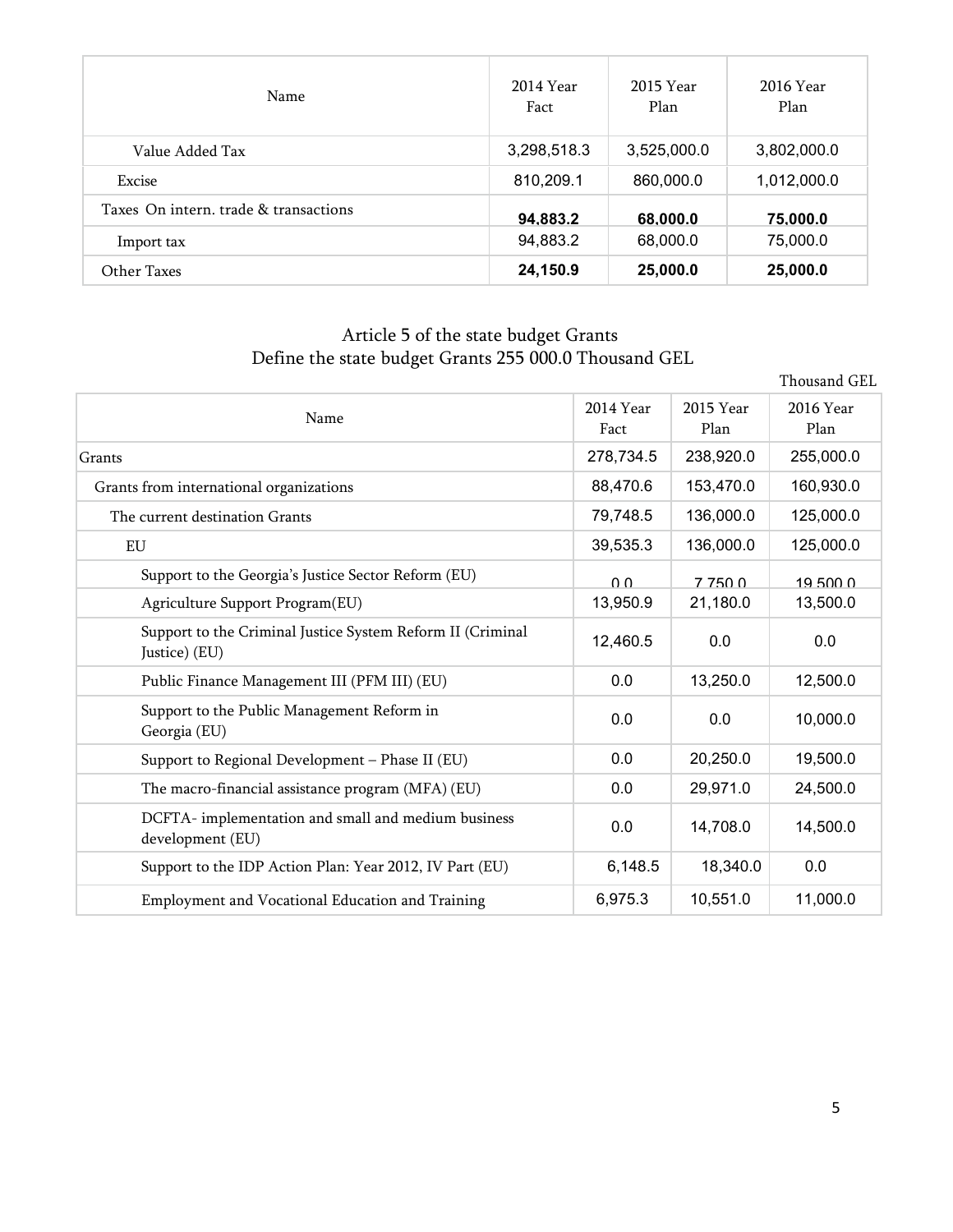| Name | 2014 Year Fact | 2015 Year Plan | 2016 Year Plan |
|---|---|---|---|
| Value Added Tax | 3,298,518.3 | 3,525,000.0 | 3,802,000.0 |
| Excise | 810,209.1 | 860,000.0 | 1,012,000.0 |
| Taxes On intern. trade & transactions | **94,883.2** | **68,000.0** | **75,000.0** |
| Import tax | 94,883.2 | 68,000.0 | 75,000.0 |
| Other Taxes | **24,150.9** | **25,000.0** | **25,000.0** |

## Article 5 of the state budget Grants

## Define the state budget Grants 255 000.0 Thousand GEL

Thousand GEL

| Name | 2014 Year Fact | 2015 Year Plan | 2016 Year Plan |
|---|---|---|---|
| Grants | 278,734.5 | 238,920.0 | 255,000.0 |
| Grants from international organizations | 88,470.6 | 153,470.0 | 160,930.0 |
| The current destination Grants | 79,748.5 | 136,000.0 | 125,000.0 |
| EU | 39,535.3 | 136,000.0 | 125,000.0 |
| Support to the Georgia's Justice Sector Reform (EU) | 0.0 | 7,750.0 | 19,500.0 |
| Agriculture Support Program(EU) | 13,950.9 | 21,180.0 | 13,500.0 |
| Support to the Criminal Justice System Reform II (Criminal Justice) (EU) | 12,460.5 | 0.0 | 0.0 |
| Public Finance Management III (PFM III) (EU) | 0.0 | 13,250.0 | 12,500.0 |
| Support to the Public Management Reform in Georgia (EU) | 0.0 | 0.0 | 10,000.0 |
| Support to Regional Development – Phase II (EU) | 0.0 | 20,250.0 | 19,500.0 |
| The macro-financial assistance program (MFA) (EU) | 0.0 | 29,971.0 | 24,500.0 |
| DCFTA- implementation and small and medium business development (EU) | 0.0 | 14,708.0 | 14,500.0 |
| Support to the IDP Action Plan: Year 2012, IV Part (EU) | 6,148.5 | 18,340.0 | 0.0 |
| Employment and Vocational Education and Training | 6,975.3 | 10,551.0 | 11,000.0 |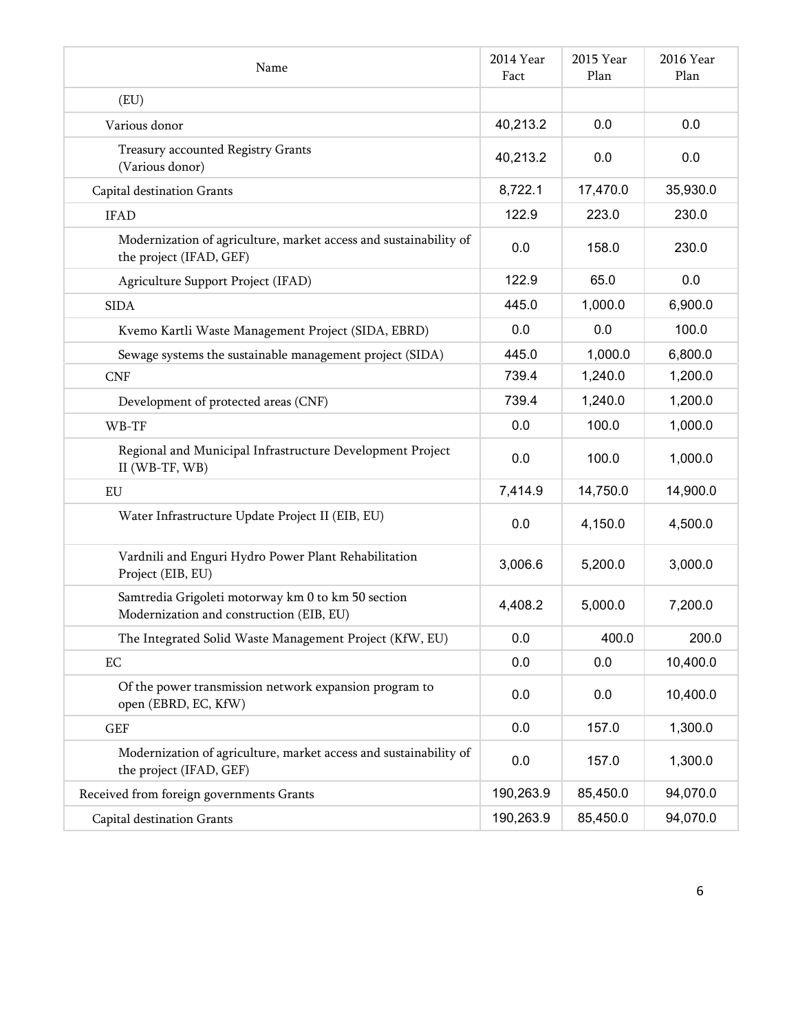| Name | 2014 Year Fact | 2015 Year Plan | 2016 Year Plan |
|---|---|---|---|
| (EU) | | | |
| Various donor | 40,213.2 | 0.0 | 0.0 |
| Treasury accounted Registry Grants (Various donor) | 40,213.2 | 0.0 | 0.0 |
| Capital destination Grants | 8,722.1 | 17,470.0 | 35,930.0 |
| IFAD | 122.9 | 223.0 | 230.0 |
| Modernization of agriculture, market access and sustainability of the project (IFAD, GEF) | 0.0 | 158.0 | 230.0 |
| Agriculture Support Project (IFAD) | 122.9 | 65.0 | 0.0 |
| SIDA | 445.0 | 1,000.0 | 6,900.0 |
| Kvemo Kartli Waste Management Project (SIDA, EBRD) | 0.0 | 0.0 | 100.0 |
| Sewage systems the sustainable management project (SIDA) | 445.0 | 1,000.0 | 6,800.0 |
| CNF | 739.4 | 1,240.0 | 1,200.0 |
| Development of protected areas (CNF) | 739.4 | 1,240.0 | 1,200.0 |
| WB-TF | 0.0 | 100.0 | 1,000.0 |
| Regional and Municipal Infrastructure Development Project II (WB-TF, WB) | 0.0 | 100.0 | 1,000.0 |
| EU | 7,414.9 | 14,750.0 | 14,900.0 |
| Water Infrastructure Update Project II (EIB, EU) | 0.0 | 4,150.0 | 4,500.0 |
| Vardnili and Enguri Hydro Power Plant Rehabilitation Project (EIB, EU) | 3,006.6 | 5,200.0 | 3,000.0 |
| Samtredia Grigoleti motorway km 0 to km 50 section Modernization and construction (EIB, EU) | 4,408.2 | 5,000.0 | 7,200.0 |
| The Integrated Solid Waste Management Project (KfW, EU) | 0.0 | 400.0 | 200.0 |
| EC | 0.0 | 0.0 | 10,400.0 |
| Of the power transmission network expansion program to open (EBRD, EC, KfW) | 0.0 | 0.0 | 10,400.0 |
| GEF | 0.0 | 157.0 | 1,300.0 |
| Modernization of agriculture, market access and sustainability of the project (IFAD, GEF) | 0.0 | 157.0 | 1,300.0 |
| Received from foreign governments Grants | 190,263.9 | 85,450.0 | 94,070.0 |
| Capital destination Grants | 190,263.9 | 85,450.0 | 94,070.0 |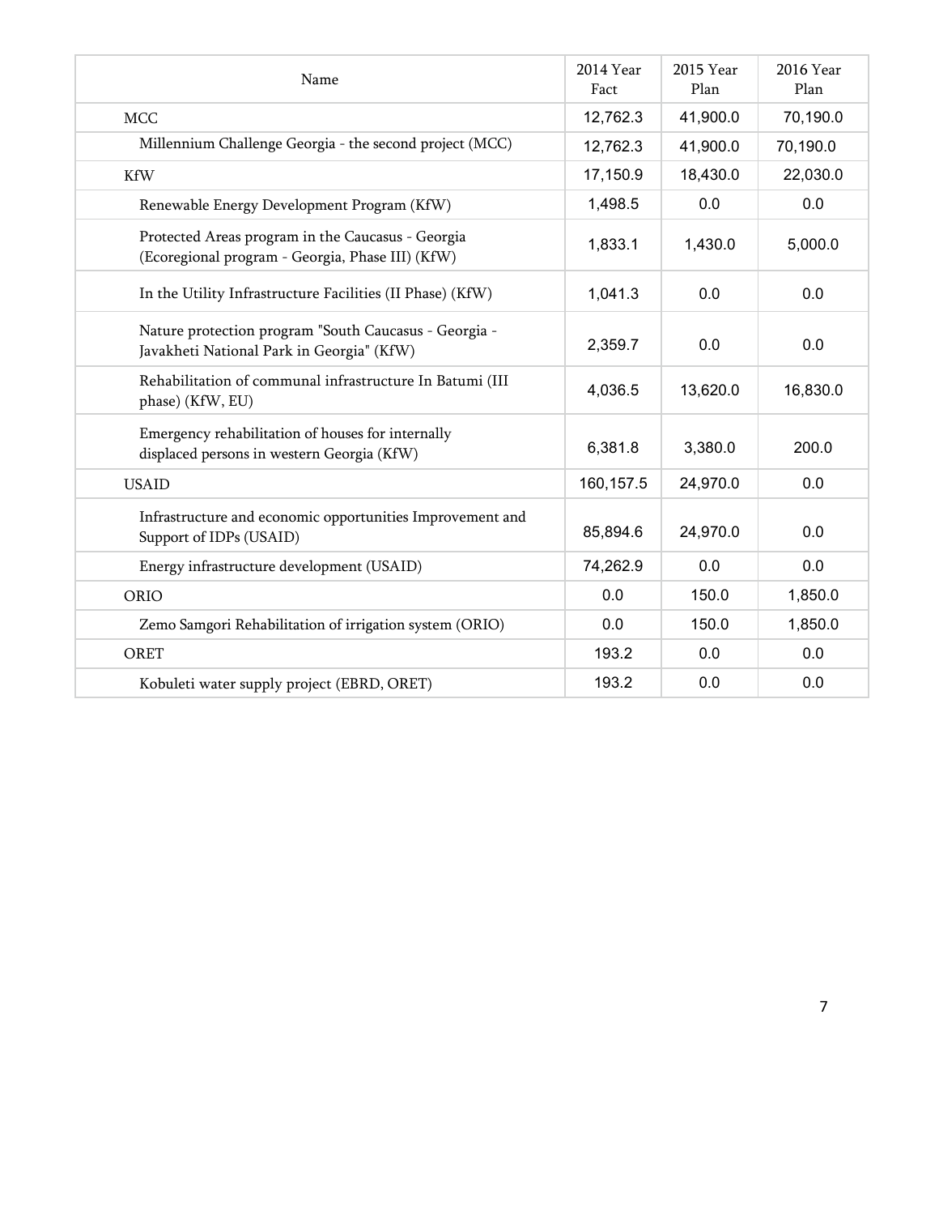| Name | 2014 Year Fact | 2015 Year Plan | 2016 Year Plan |
| --- | --- | --- | --- |
| MCC | 12,762.3 | 41,900.0 | 70,190.0 |
| Millennium Challenge Georgia - the second project (MCC) | 12,762.3 | 41,900.0 | 70,190.0 |
| KfW | 17,150.9 | 18,430.0 | 22,030.0 |
| Renewable Energy Development Program (KfW) | 1,498.5 | 0.0 | 0.0 |
| Protected Areas program in the Caucasus - Georgia (Ecoregional program - Georgia, Phase III) (KfW) | 1,833.1 | 1,430.0 | 5,000.0 |
| In the Utility Infrastructure Facilities (II Phase) (KfW) | 1,041.3 | 0.0 | 0.0 |
| Nature protection program "South Caucasus - Georgia - Javakheti National Park in Georgia" (KfW) | 2,359.7 | 0.0 | 0.0 |
| Rehabilitation of communal infrastructure In Batumi (III phase) (KfW, EU) | 4,036.5 | 13,620.0 | 16,830.0 |
| Emergency rehabilitation of houses for internally displaced persons in western Georgia (KfW) | 6,381.8 | 3,380.0 | 200.0 |
| USAID | 160,157.5 | 24,970.0 | 0.0 |
| Infrastructure and economic opportunities Improvement and Support of IDPs (USAID) | 85,894.6 | 24,970.0 | 0.0 |
| Energy infrastructure development (USAID) | 74,262.9 | 0.0 | 0.0 |
| ORIO | 0.0 | 150.0 | 1,850.0 |
| Zemo Samgori Rehabilitation of irrigation system (ORIO) | 0.0 | 150.0 | 1,850.0 |
| ORET | 193.2 | 0.0 | 0.0 |
| Kobuleti water supply project (EBRD, ORET) | 193.2 | 0.0 | 0.0 |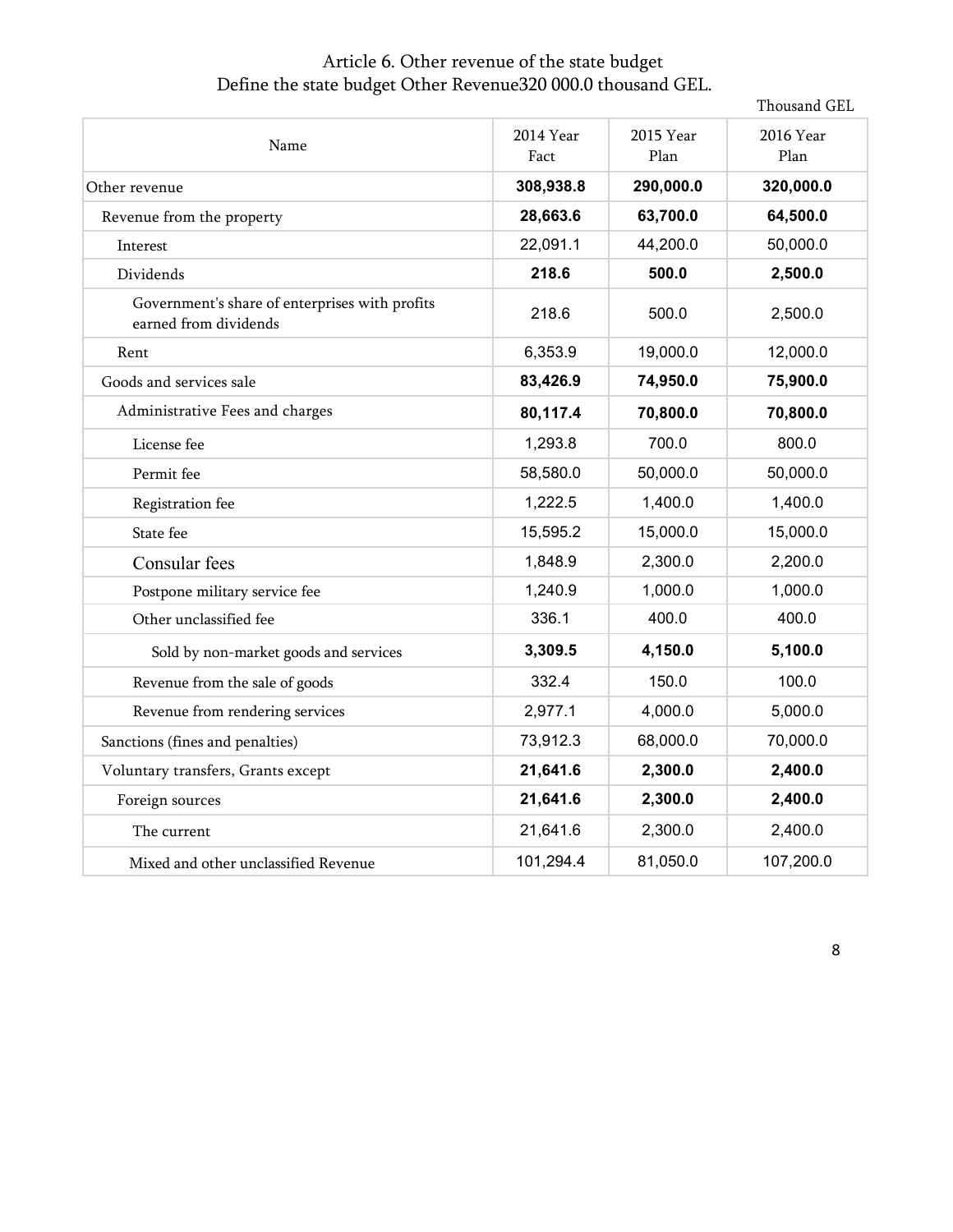# Article 6. Other revenue of the state budget

Define the state budget Other Revenue320 000.0 thousand GEL.

Thousand GEL

| Name | 2014 Year Fact | 2015 Year Plan | 2016 Year Plan |
|---|---|---|---|
| Other revenue | **308,938.8** | **290,000.0** | **320,000.0** |
| Revenue from the property | **28,663.6** | **63,700.0** | **64,500.0** |
| Interest | 22,091.1 | 44,200.0 | 50,000.0 |
| Dividends | **218.6** | **500.0** | **2,500.0** |
| Government's share of enterprises with profits earned from dividends | 218.6 | 500.0 | 2,500.0 |
| Rent | 6,353.9 | 19,000.0 | 12,000.0 |
| Goods and services sale | **83,426.9** | **74,950.0** | **75,900.0** |
| Administrative Fees and charges | **80,117.4** | **70,800.0** | **70,800.0** |
| License fee | 1,293.8 | 700.0 | 800.0 |
| Permit fee | 58,580.0 | 50,000.0 | 50,000.0 |
| Registration fee | 1,222.5 | 1,400.0 | 1,400.0 |
| State fee | 15,595.2 | 15,000.0 | 15,000.0 |
| Consular fees | 1,848.9 | 2,300.0 | 2,200.0 |
| Postpone military service fee | 1,240.9 | 1,000.0 | 1,000.0 |
| Other unclassified fee | 336.1 | 400.0 | 400.0 |
| Sold by non-market goods and services | **3,309.5** | **4,150.0** | **5,100.0** |
| Revenue from the sale of goods | 332.4 | 150.0 | 100.0 |
| Revenue from rendering services | 2,977.1 | 4,000.0 | 5,000.0 |
| Sanctions (fines and penalties) | 73,912.3 | 68,000.0 | 70,000.0 |
| Voluntary transfers, Grants except | **21,641.6** | **2,300.0** | **2,400.0** |
| Foreign sources | **21,641.6** | **2,300.0** | **2,400.0** |
| The current | 21,641.6 | 2,300.0 | 2,400.0 |
| Mixed and other unclassified Revenue | 101,294.4 | 81,050.0 | 107,200.0 |